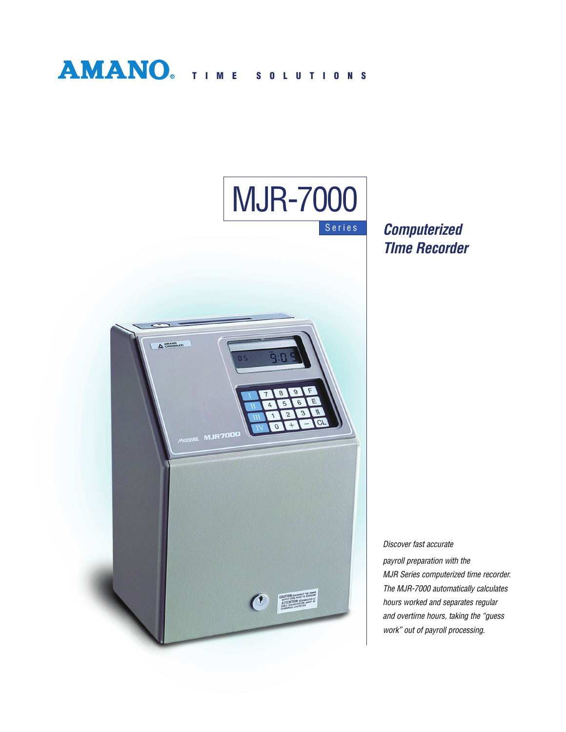**AMANO**® TIME SOLUTIONS

# MJR-7000

Series

## *Computerized TIme Recorder*

*Discover fast accurate payroll preparation with the MJR Series computerized time recorder. The MJR-7000 automatically calculates hours worked and separates regular and overtime hours, taking the "guess work" out of payroll processing.*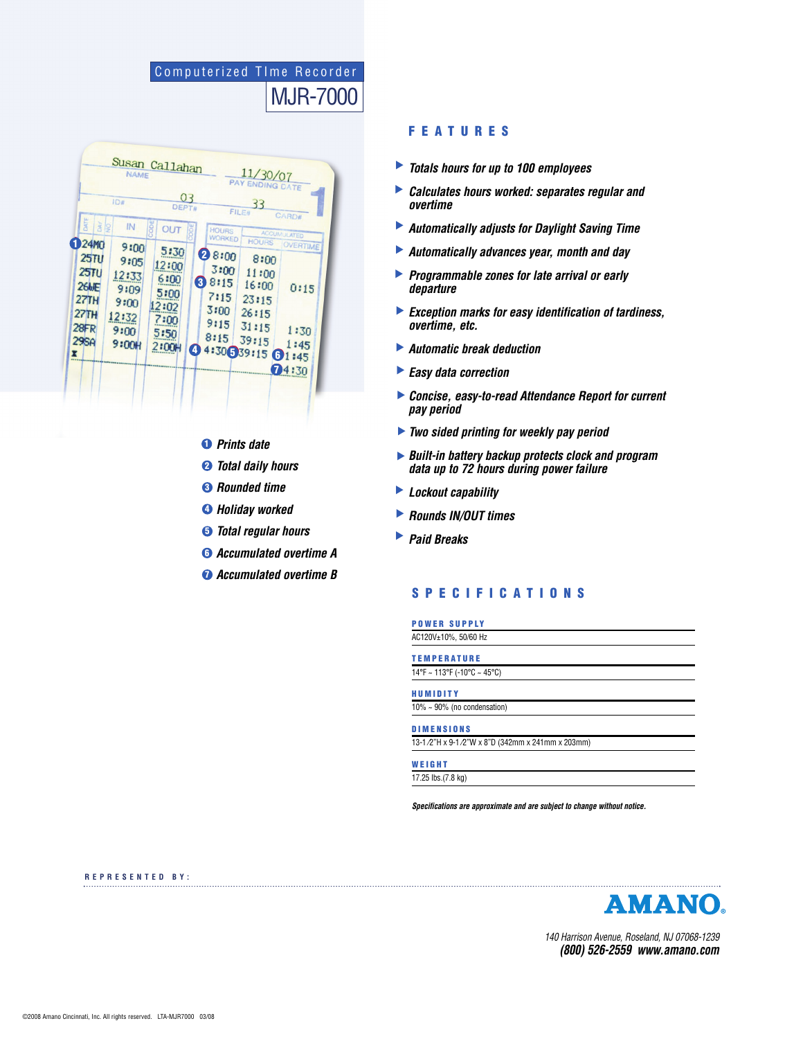Computerized TIme Recorder

# MJR-7000

1. Prints date
2. Total daily hours
3. Rounded time
4. Holiday worked
5. Total regular hours
6. Accumulated overtime A
7. Accumulated overtime B

## FEATURES

- Totals hours for up to 100 employees
- Calculates hours worked: separates regular and overtime
- Automatically adjusts for Daylight Saving Time
- Automatically advances year, month and day
- Programmable zones for late arrival or early departure
- Exception marks for easy identification of tardiness, overtime, etc.
- Automatic break deduction
- Easy data correction
- Concise, easy-to-read Attendance Report for current pay period
- Two sided printing for weekly pay period
- Built-in battery backup protects clock and program data up to 72 hours during power failure
- Lockout capability
- Rounds IN/OUT times
- Paid Breaks

## SPECIFICATIONS

**POWER SUPPLY**
AC120V±10%, 50/60 Hz

**TEMPERATURE**
14°F ~ 113°F (-10°C ~ 45°C)

**HUMIDITY**
10% ~ 90% (no condensation)

**DIMENSIONS**
13-1/2"H x 9-1/2"W x 8"D (342mm x 241mm x 203mm)

**WEIGHT**
17.25 lbs.(7.8 kg)

*Specifications are approximate and are subject to change without notice.*

REPRESENTED BY:

AMANO

140 Harrison Avenue, Roseland, NJ 07068-1239
(800) 526-2559 www.amano.com

©2008 Amano Cincinnati, Inc. All rights reserved. LTA-MJR7000 03/08